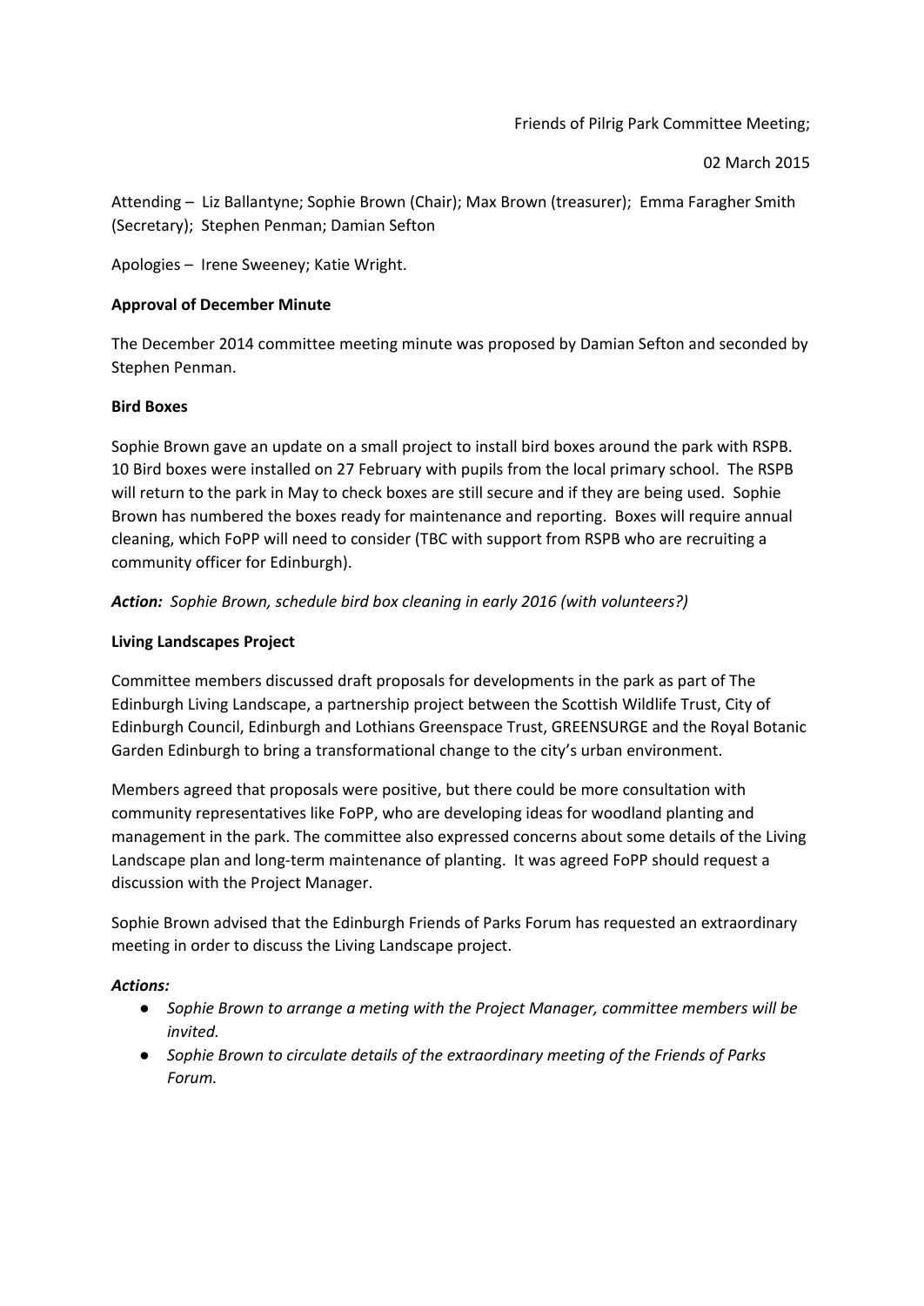Friends of Pilrig Park Committee Meeting;

02 March 2015

Attending – Liz Ballantyne; Sophie Brown (Chair); Max Brown (treasurer); Emma Faragher Smith (Secretary); Stephen Penman; Damian Sefton

Apologies – Irene Sweeney; Katie Wright.

**Approval of December Minute**

The December 2014 committee meeting minute was proposed by Damian Sefton and seconded by Stephen Penman.

**Bird Boxes**

Sophie Brown gave an update on a small project to install bird boxes around the park with RSPB. 10 Bird boxes were installed on 27 February with pupils from the local primary school. The RSPB will return to the park in May to check boxes are still secure and if they are being used. Sophie Brown has numbered the boxes ready for maintenance and reporting. Boxes will require annual cleaning, which FoPP will need to consider (TBC with support from RSPB who are recruiting a community officer for Edinburgh).

***Action:*** *Sophie Brown, schedule bird box cleaning in early 2016 (with volunteers?)*

**Living Landscapes Project**

Committee members discussed draft proposals for developments in the park as part of The Edinburgh Living Landscape, a partnership project between the Scottish Wildlife Trust, City of Edinburgh Council, Edinburgh and Lothians Greenspace Trust, GREENSURGE and the Royal Botanic Garden Edinburgh to bring a transformational change to the city's urban environment.

Members agreed that proposals were positive, but there could be more consultation with community representatives like FoPP, who are developing ideas for woodland planting and management in the park. The committee also expressed concerns about some details of the Living Landscape plan and long-term maintenance of planting. It was agreed FoPP should request a discussion with the Project Manager.

Sophie Brown advised that the Edinburgh Friends of Parks Forum has requested an extraordinary meeting in order to discuss the Living Landscape project.

***Actions:***

- *Sophie Brown to arrange a meting with the Project Manager, committee members will be invited.*
- *Sophie Brown to circulate details of the extraordinary meeting of the Friends of Parks Forum.*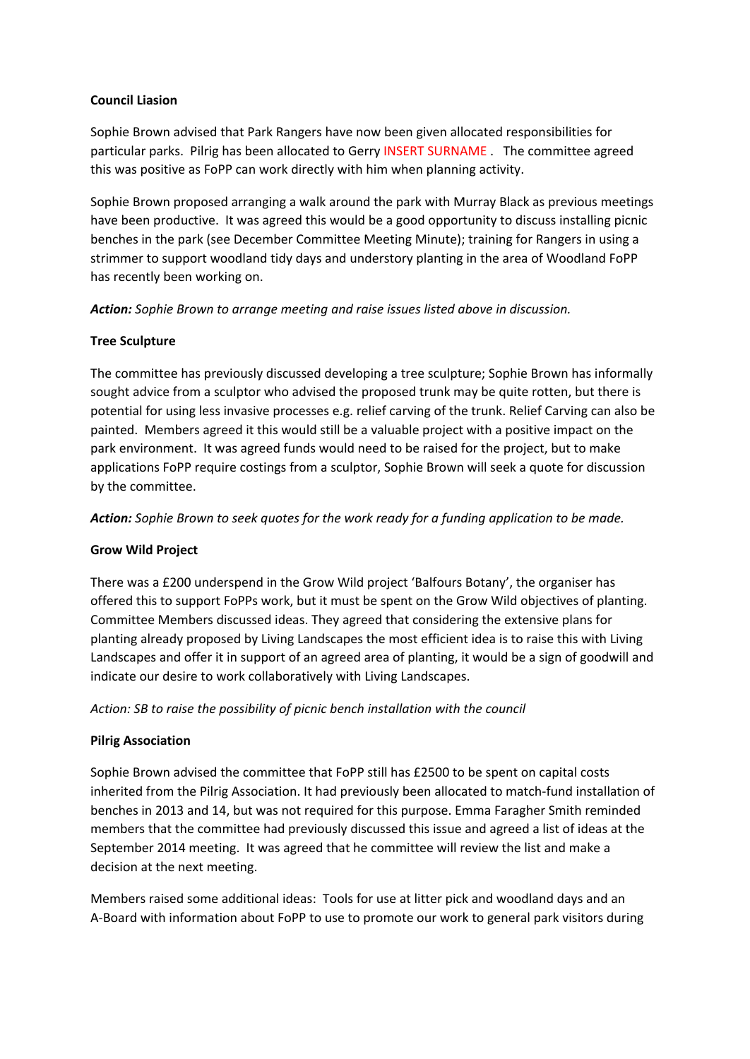**Council Liasion**

Sophie Brown advised that Park Rangers have now been given allocated responsibilities for particular parks. Pilrig has been allocated to Gerry INSERT SURNAME . The committee agreed this was positive as FoPP can work directly with him when planning activity.

Sophie Brown proposed arranging a walk around the park with Murray Black as previous meetings have been productive. It was agreed this would be a good opportunity to discuss installing picnic benches in the park (see December Committee Meeting Minute); training for Rangers in using a strimmer to support woodland tidy days and understory planting in the area of Woodland FoPP has recently been working on.

***Action:*** *Sophie Brown to arrange meeting and raise issues listed above in discussion.*

**Tree Sculpture**

The committee has previously discussed developing a tree sculpture; Sophie Brown has informally sought advice from a sculptor who advised the proposed trunk may be quite rotten, but there is potential for using less invasive processes e.g. relief carving of the trunk. Relief Carving can also be painted. Members agreed it this would still be a valuable project with a positive impact on the park environment. It was agreed funds would need to be raised for the project, but to make applications FoPP require costings from a sculptor, Sophie Brown will seek a quote for discussion by the committee.

***Action:*** *Sophie Brown to seek quotes for the work ready for a funding application to be made.*

**Grow Wild Project**

There was a £200 underspend in the Grow Wild project 'Balfours Botany', the organiser has offered this to support FoPPs work, but it must be spent on the Grow Wild objectives of planting. Committee Members discussed ideas. They agreed that considering the extensive plans for planting already proposed by Living Landscapes the most efficient idea is to raise this with Living Landscapes and offer it in support of an agreed area of planting, it would be a sign of goodwill and indicate our desire to work collaboratively with Living Landscapes.

*Action: SB to raise the possibility of picnic bench installation with the council*

**Pilrig Association**

Sophie Brown advised the committee that FoPP still has £2500 to be spent on capital costs inherited from the Pilrig Association. It had previously been allocated to match-fund installation of benches in 2013 and 14, but was not required for this purpose. Emma Faragher Smith reminded members that the committee had previously discussed this issue and agreed a list of ideas at the September 2014 meeting. It was agreed that he committee will review the list and make a decision at the next meeting.

Members raised some additional ideas: Tools for use at litter pick and woodland days and an A-Board with information about FoPP to use to promote our work to general park visitors during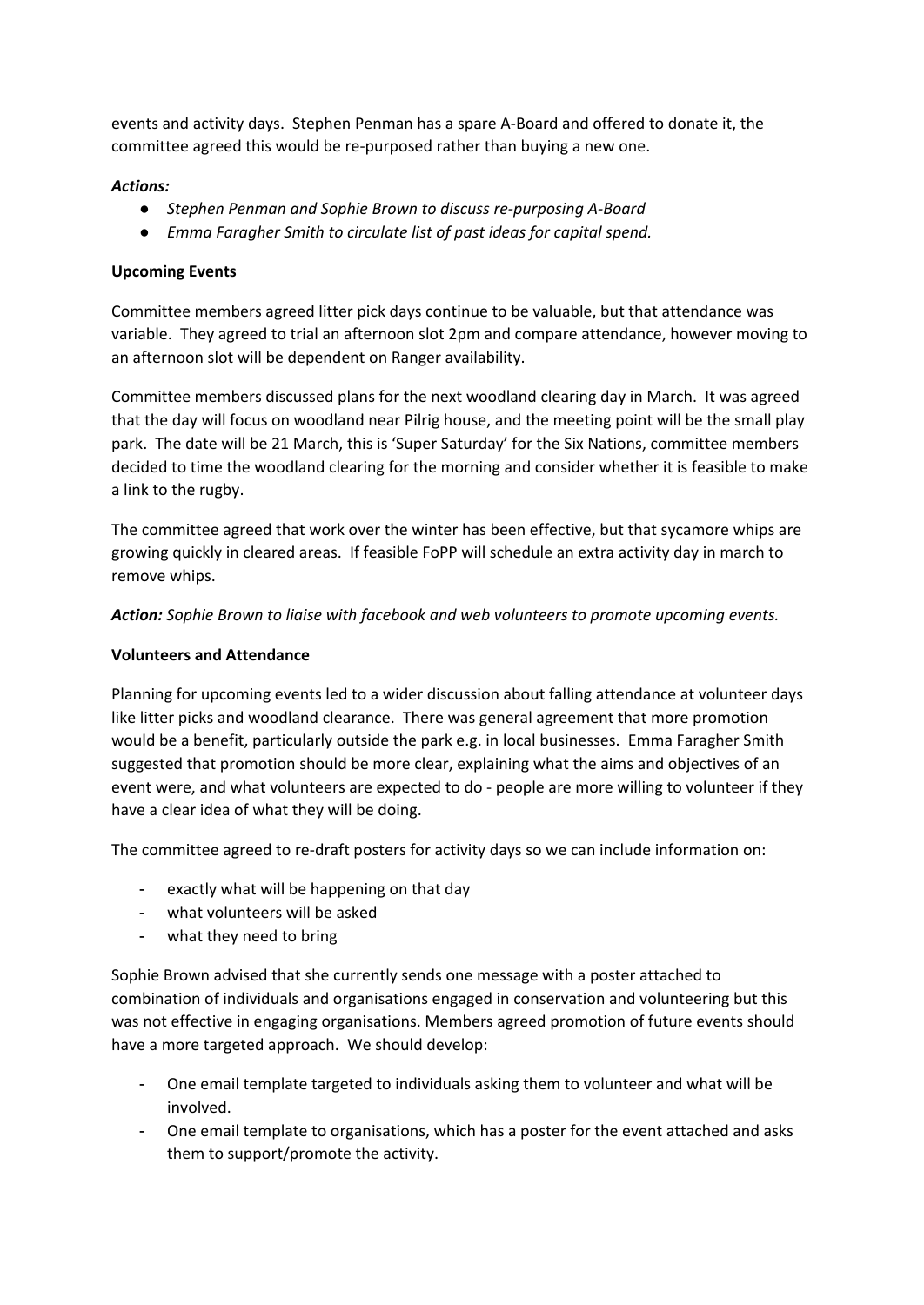events and activity days. Stephen Penman has a spare A-Board and offered to donate it, the committee agreed this would be re-purposed rather than buying a new one.

***Actions:***

- *Stephen Penman and Sophie Brown to discuss re-purposing A-Board*
- *Emma Faragher Smith to circulate list of past ideas for capital spend.*

**Upcoming Events**

Committee members agreed litter pick days continue to be valuable, but that attendance was variable. They agreed to trial an afternoon slot 2pm and compare attendance, however moving to an afternoon slot will be dependent on Ranger availability.

Committee members discussed plans for the next woodland clearing day in March. It was agreed that the day will focus on woodland near Pilrig house, and the meeting point will be the small play park. The date will be 21 March, this is 'Super Saturday' for the Six Nations, committee members decided to time the woodland clearing for the morning and consider whether it is feasible to make a link to the rugby.

The committee agreed that work over the winter has been effective, but that sycamore whips are growing quickly in cleared areas. If feasible FoPP will schedule an extra activity day in march to remove whips.

***Action:*** *Sophie Brown to liaise with facebook and web volunteers to promote upcoming events.*

**Volunteers and Attendance**

Planning for upcoming events led to a wider discussion about falling attendance at volunteer days like litter picks and woodland clearance. There was general agreement that more promotion would be a benefit, particularly outside the park e.g. in local businesses. Emma Faragher Smith suggested that promotion should be more clear, explaining what the aims and objectives of an event were, and what volunteers are expected to do - people are more willing to volunteer if they have a clear idea of what they will be doing.

The committee agreed to re-draft posters for activity days so we can include information on:

- exactly what will be happening on that day
- what volunteers will be asked
- what they need to bring

Sophie Brown advised that she currently sends one message with a poster attached to combination of individuals and organisations engaged in conservation and volunteering but this was not effective in engaging organisations. Members agreed promotion of future events should have a more targeted approach. We should develop:

- One email template targeted to individuals asking them to volunteer and what will be involved.
- One email template to organisations, which has a poster for the event attached and asks them to support/promote the activity.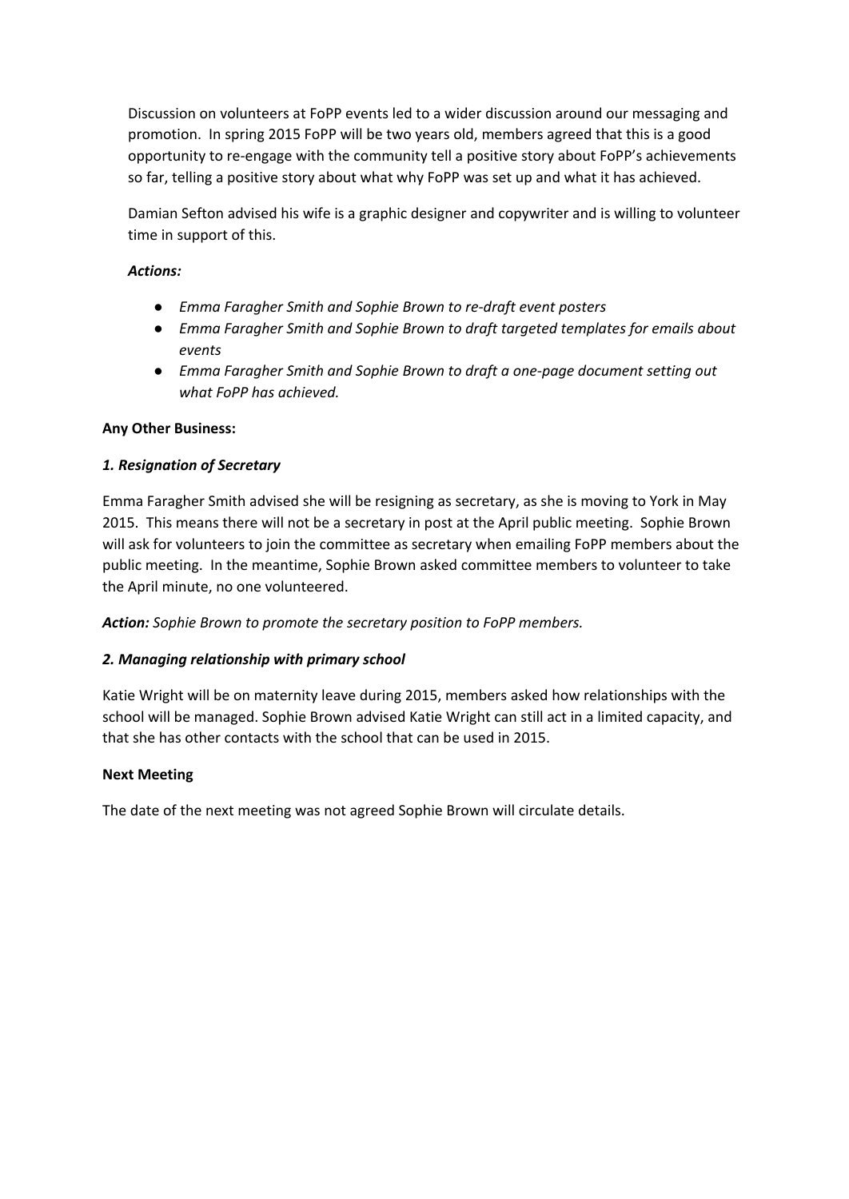Discussion on volunteers at FoPP events led to a wider discussion around our messaging and promotion. In spring 2015 FoPP will be two years old, members agreed that this is a good opportunity to re-engage with the community tell a positive story about FoPP's achievements so far, telling a positive story about what why FoPP was set up and what it has achieved.

Damian Sefton advised his wife is a graphic designer and copywriter and is willing to volunteer time in support of this.

***Actions:***

- *Emma Faragher Smith and Sophie Brown to re-draft event posters*
- *Emma Faragher Smith and Sophie Brown to draft targeted templates for emails about events*
- *Emma Faragher Smith and Sophie Brown to draft a one-page document setting out what FoPP has achieved.*

**Any Other Business:**

***1. Resignation of Secretary***

Emma Faragher Smith advised she will be resigning as secretary, as she is moving to York in May 2015. This means there will not be a secretary in post at the April public meeting. Sophie Brown will ask for volunteers to join the committee as secretary when emailing FoPP members about the public meeting. In the meantime, Sophie Brown asked committee members to volunteer to take the April minute, no one volunteered.

***Action:*** *Sophie Brown to promote the secretary position to FoPP members.*

***2. Managing relationship with primary school***

Katie Wright will be on maternity leave during 2015, members asked how relationships with the school will be managed. Sophie Brown advised Katie Wright can still act in a limited capacity, and that she has other contacts with the school that can be used in 2015.

**Next Meeting**

The date of the next meeting was not agreed Sophie Brown will circulate details.